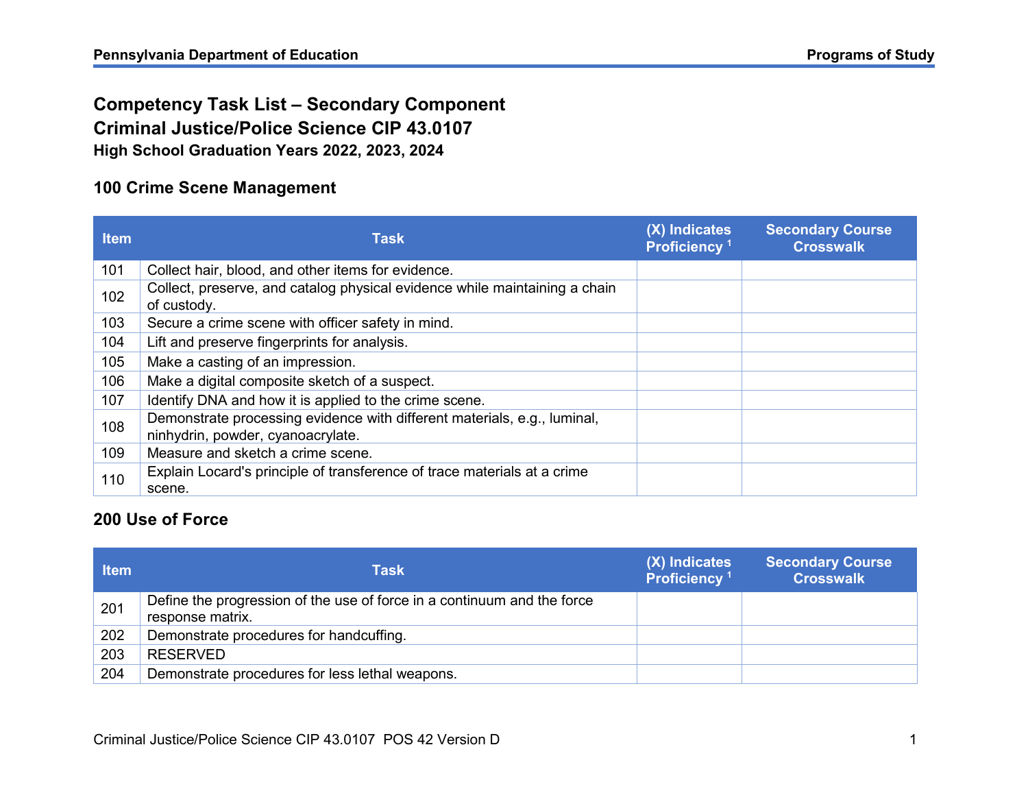# Competency Task List – Secondary Component

## Criminal Justice/Police Science CIP 43.0107

### High School Graduation Years 2022, 2023, 2024

### 100 Crime Scene Management

| Item | Task | (X) Indicates Proficiency [1] | Secondary Course Crosswalk |
|---|---|---|---|
| 101 | Collect hair, blood, and other items for evidence. | | |
| 102 | Collect, preserve, and catalog physical evidence while maintaining a chain of custody. | | |
| 103 | Secure a crime scene with officer safety in mind. | | |
| 104 | Lift and preserve fingerprints for analysis. | | |
| 105 | Make a casting of an impression. | | |
| 106 | Make a digital composite sketch of a suspect. | | |
| 107 | Identify DNA and how it is applied to the crime scene. | | |
| 108 | Demonstrate processing evidence with different materials, e.g., luminal, ninhydrin, powder, cyanoacrylate. | | |
| 109 | Measure and sketch a crime scene. | | |
| 110 | Explain Locard's principle of transference of trace materials at a crime scene. | | |

### 200 Use of Force

| Item | Task | (X) Indicates Proficiency [1] | Secondary Course Crosswalk |
|---|---|---|---|
| 201 | Define the progression of the use of force in a continuum and the force response matrix. | | |
| 202 | Demonstrate procedures for handcuffing. | | |
| 203 | RESERVED | | |
| 204 | Demonstrate procedures for less lethal weapons. | | |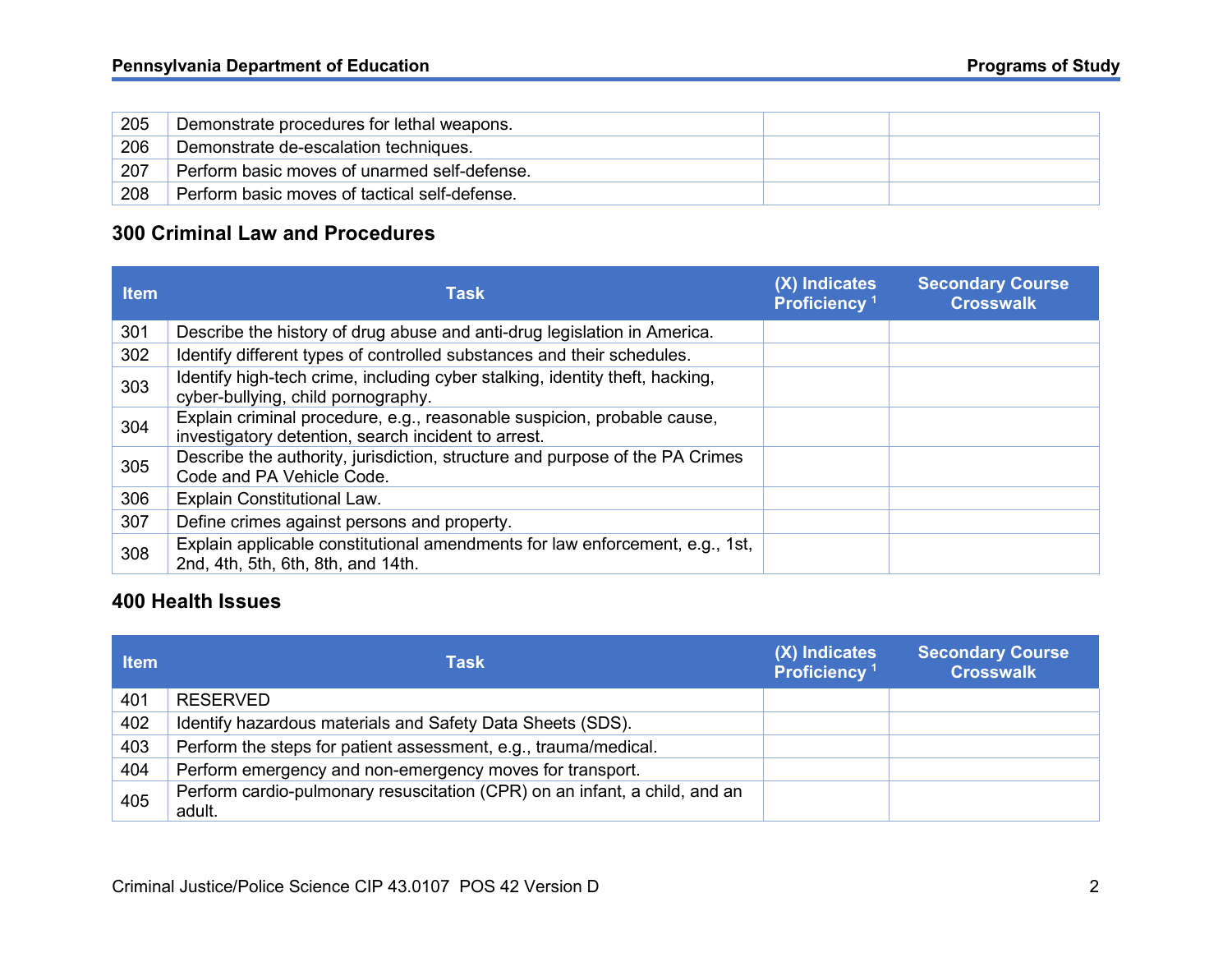| Item | Task | (X) Indicates Proficiency [1] | Secondary Course Crosswalk |
|---|---|---|---|
| 205 | Demonstrate procedures for lethal weapons. | | |
| 206 | Demonstrate de-escalation techniques. | | |
| 207 | Perform basic moves of unarmed self-defense. | | |
| 208 | Perform basic moves of tactical self-defense. | | |

## 300 Criminal Law and Procedures

| Item | Task | (X) Indicates Proficiency [1] | Secondary Course Crosswalk |
|---|---|---|---|
| 301 | Describe the history of drug abuse and anti-drug legislation in America. | | |
| 302 | Identify different types of controlled substances and their schedules. | | |
| 303 | Identify high-tech crime, including cyber stalking, identity theft, hacking, cyber-bullying, child pornography. | | |
| 304 | Explain criminal procedure, e.g., reasonable suspicion, probable cause, investigatory detention, search incident to arrest. | | |
| 305 | Describe the authority, jurisdiction, structure and purpose of the PA Crimes Code and PA Vehicle Code. | | |
| 306 | Explain Constitutional Law. | | |
| 307 | Define crimes against persons and property. | | |
| 308 | Explain applicable constitutional amendments for law enforcement, e.g., 1st, 2nd, 4th, 5th, 6th, 8th, and 14th. | | |

## 400 Health Issues

| Item | Task | (X) Indicates Proficiency [1] | Secondary Course Crosswalk |
|---|---|---|---|
| 401 | RESERVED | | |
| 402 | Identify hazardous materials and Safety Data Sheets (SDS). | | |
| 403 | Perform the steps for patient assessment, e.g., trauma/medical. | | |
| 404 | Perform emergency and non-emergency moves for transport. | | |
| 405 | Perform cardio-pulmonary resuscitation (CPR) on an infant, a child, and an adult. | | |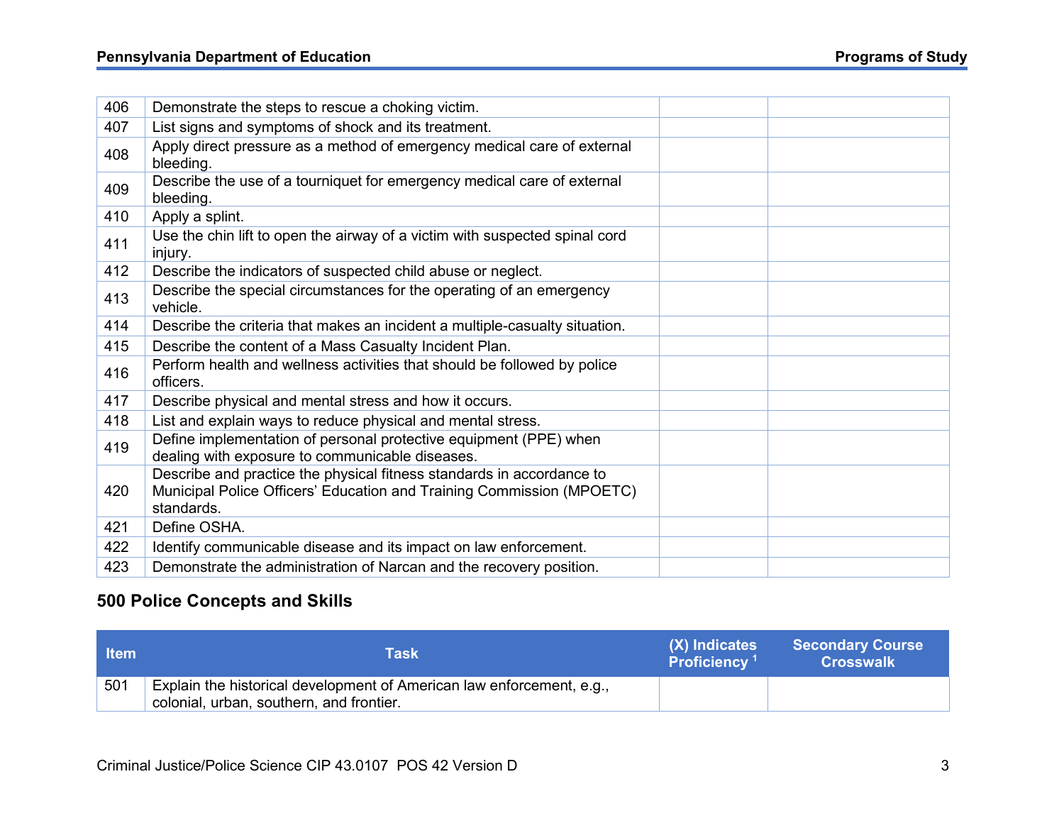| Item | Task | (X) Indicates Proficiency [1] | Secondary Course Crosswalk |
|---|---|---|---|
| 406 | Demonstrate the steps to rescue a choking victim. | | |
| 407 | List signs and symptoms of shock and its treatment. | | |
| 408 | Apply direct pressure as a method of emergency medical care of external bleeding. | | |
| 409 | Describe the use of a tourniquet for emergency medical care of external bleeding. | | |
| 410 | Apply a splint. | | |
| 411 | Use the chin lift to open the airway of a victim with suspected spinal cord injury. | | |
| 412 | Describe the indicators of suspected child abuse or neglect. | | |
| 413 | Describe the special circumstances for the operating of an emergency vehicle. | | |
| 414 | Describe the criteria that makes an incident a multiple-casualty situation. | | |
| 415 | Describe the content of a Mass Casualty Incident Plan. | | |
| 416 | Perform health and wellness activities that should be followed by police officers. | | |
| 417 | Describe physical and mental stress and how it occurs. | | |
| 418 | List and explain ways to reduce physical and mental stress. | | |
| 419 | Define implementation of personal protective equipment (PPE) when dealing with exposure to communicable diseases. | | |
| 420 | Describe and practice the physical fitness standards in accordance to Municipal Police Officers' Education and Training Commission (MPOETC) standards. | | |
| 421 | Define OSHA. | | |
| 422 | Identify communicable disease and its impact on law enforcement. | | |
| 423 | Demonstrate the administration of Narcan and the recovery position. | | |

## 500 Police Concepts and Skills

| Item | Task | (X) Indicates Proficiency [1] | Secondary Course Crosswalk |
|---|---|---|---|
| 501 | Explain the historical development of American law enforcement, e.g., colonial, urban, southern, and frontier. | | |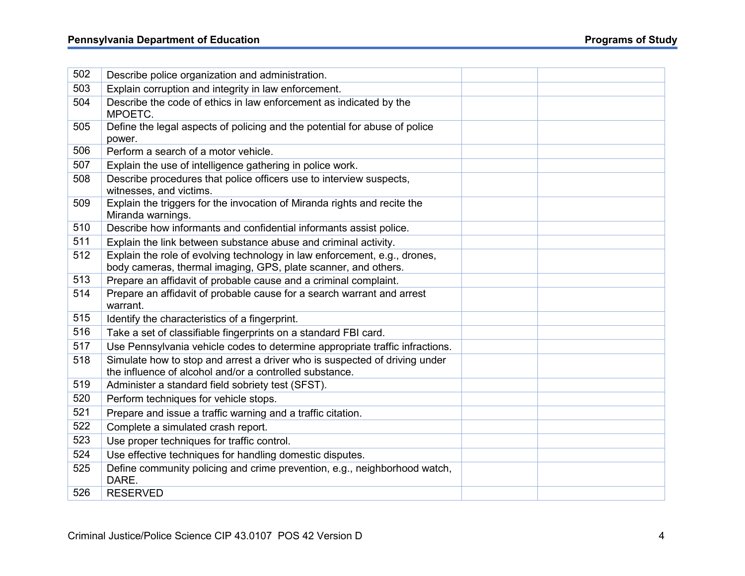| 502 | Describe police organization and administration. | | |
|---|---|---|---|
| 503 | Explain corruption and integrity in law enforcement. | | |
| 504 | Describe the code of ethics in law enforcement as indicated by the MPOETC. | | |
| 505 | Define the legal aspects of policing and the potential for abuse of police power. | | |
| 506 | Perform a search of a motor vehicle. | | |
| 507 | Explain the use of intelligence gathering in police work. | | |
| 508 | Describe procedures that police officers use to interview suspects, witnesses, and victims. | | |
| 509 | Explain the triggers for the invocation of Miranda rights and recite the Miranda warnings. | | |
| 510 | Describe how informants and confidential informants assist police. | | |
| 511 | Explain the link between substance abuse and criminal activity. | | |
| 512 | Explain the role of evolving technology in law enforcement, e.g., drones, body cameras, thermal imaging, GPS, plate scanner, and others. | | |
| 513 | Prepare an affidavit of probable cause and a criminal complaint. | | |
| 514 | Prepare an affidavit of probable cause for a search warrant and arrest warrant. | | |
| 515 | Identify the characteristics of a fingerprint. | | |
| 516 | Take a set of classifiable fingerprints on a standard FBI card. | | |
| 517 | Use Pennsylvania vehicle codes to determine appropriate traffic infractions. | | |
| 518 | Simulate how to stop and arrest a driver who is suspected of driving under the influence of alcohol and/or a controlled substance. | | |
| 519 | Administer a standard field sobriety test (SFST). | | |
| 520 | Perform techniques for vehicle stops. | | |
| 521 | Prepare and issue a traffic warning and a traffic citation. | | |
| 522 | Complete a simulated crash report. | | |
| 523 | Use proper techniques for traffic control. | | |
| 524 | Use effective techniques for handling domestic disputes. | | |
| 525 | Define community policing and crime prevention, e.g., neighborhood watch, DARE. | | |
| 526 | RESERVED | | |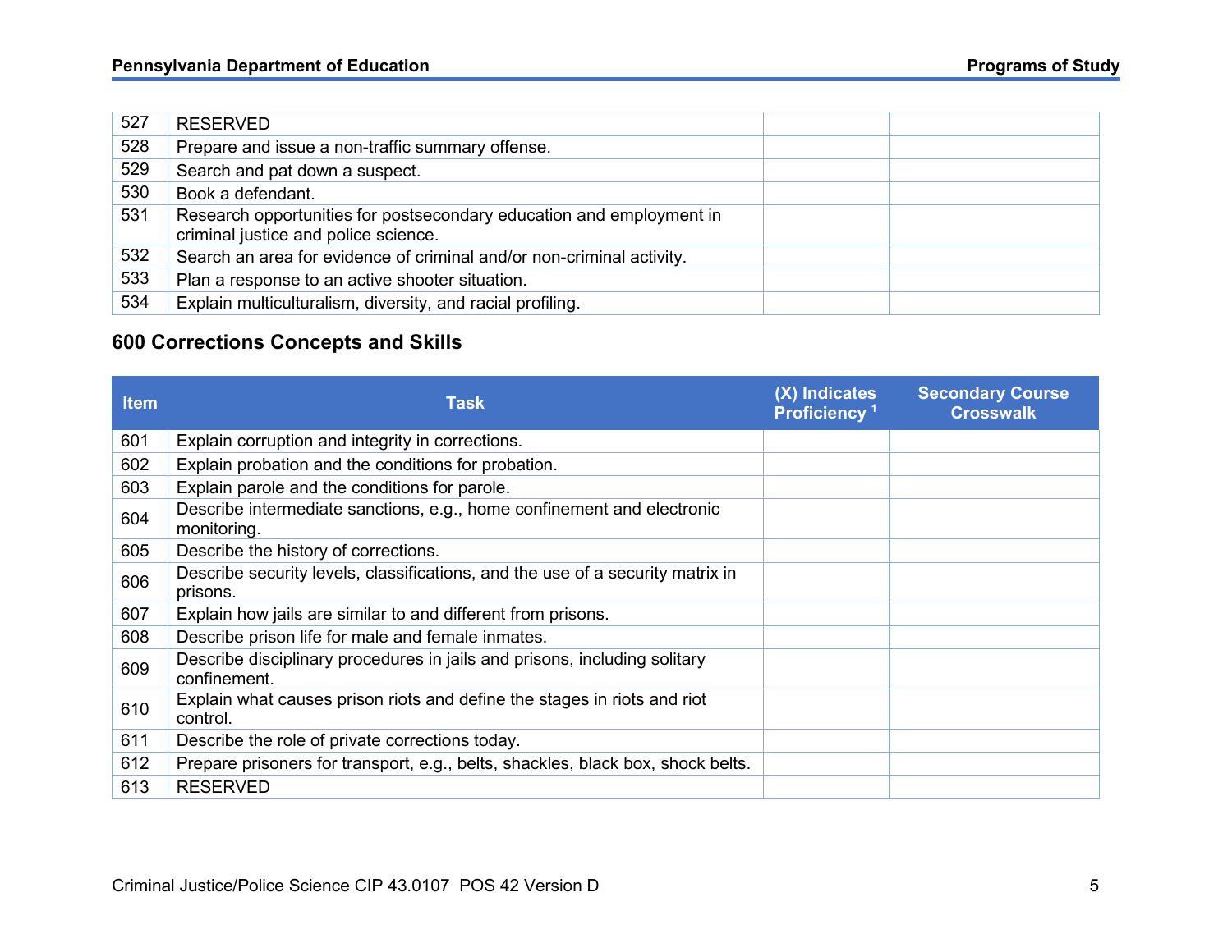| Item | Task | (X) Indicates Proficiency [1] | Secondary Course Crosswalk |
|---|---|---|---|
| 527 | RESERVED | | |
| 528 | Prepare and issue a non-traffic summary offense. | | |
| 529 | Search and pat down a suspect. | | |
| 530 | Book a defendant. | | |
| 531 | Research opportunities for postsecondary education and employment in criminal justice and police science. | | |
| 532 | Search an area for evidence of criminal and/or non-criminal activity. | | |
| 533 | Plan a response to an active shooter situation. | | |
| 534 | Explain multiculturalism, diversity, and racial profiling. | | |

## 600 Corrections Concepts and Skills

| Item | Task | (X) Indicates Proficiency [1] | Secondary Course Crosswalk |
|---|---|---|---|
| 601 | Explain corruption and integrity in corrections. | | |
| 602 | Explain probation and the conditions for probation. | | |
| 603 | Explain parole and the conditions for parole. | | |
| 604 | Describe intermediate sanctions, e.g., home confinement and electronic monitoring. | | |
| 605 | Describe the history of corrections. | | |
| 606 | Describe security levels, classifications, and the use of a security matrix in prisons. | | |
| 607 | Explain how jails are similar to and different from prisons. | | |
| 608 | Describe prison life for male and female inmates. | | |
| 609 | Describe disciplinary procedures in jails and prisons, including solitary confinement. | | |
| 610 | Explain what causes prison riots and define the stages in riots and riot control. | | |
| 611 | Describe the role of private corrections today. | | |
| 612 | Prepare prisoners for transport, e.g., belts, shackles, black box, shock belts. | | |
| 613 | RESERVED | | |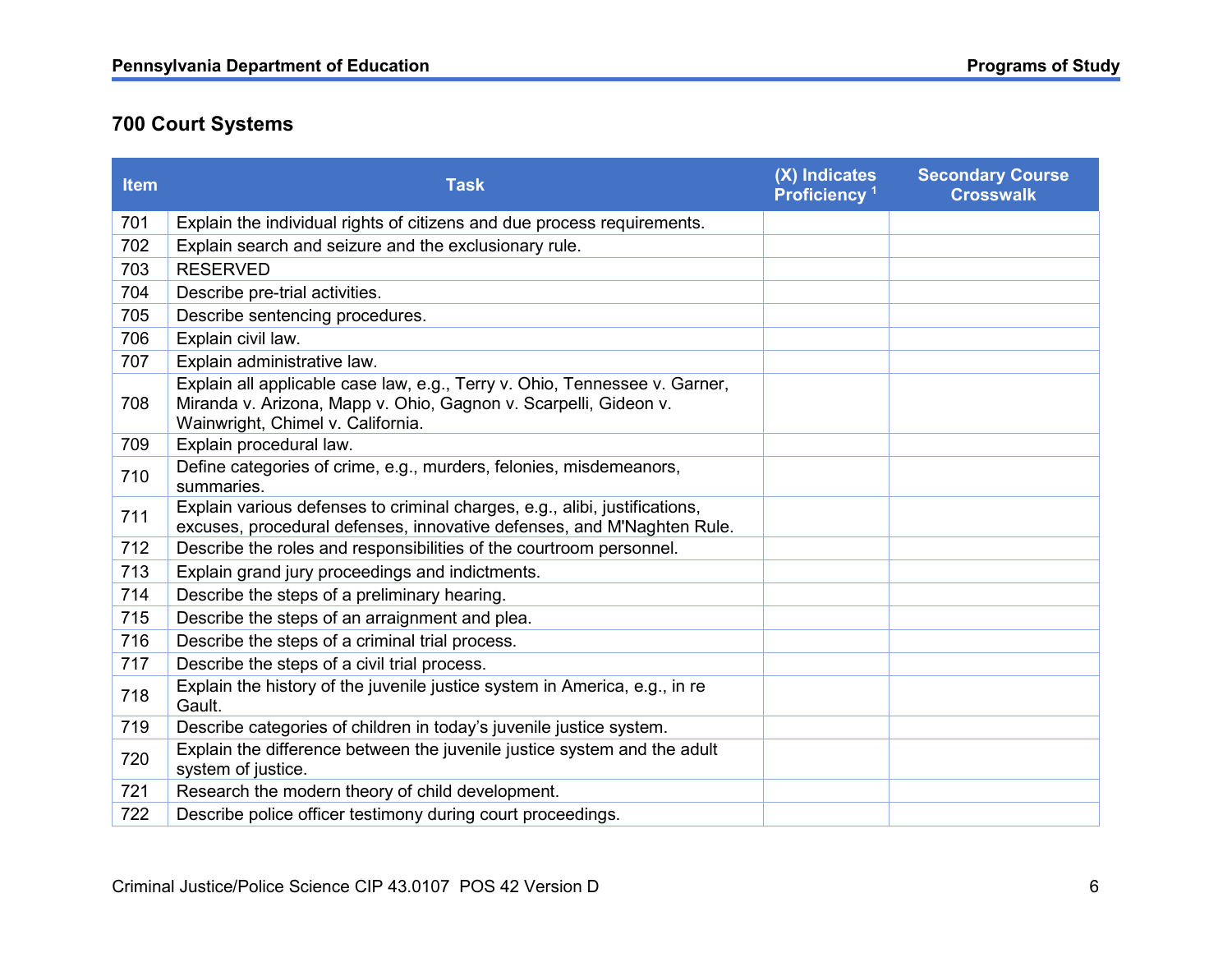## 700 Court Systems

| Item | Task | (X) Indicates Proficiency [1] | Secondary Course Crosswalk |
|---|---|---|---|
| 701 | Explain the individual rights of citizens and due process requirements. | | |
| 702 | Explain search and seizure and the exclusionary rule. | | |
| 703 | RESERVED | | |
| 704 | Describe pre-trial activities. | | |
| 705 | Describe sentencing procedures. | | |
| 706 | Explain civil law. | | |
| 707 | Explain administrative law. | | |
| 708 | Explain all applicable case law, e.g., Terry v. Ohio, Tennessee v. Garner, Miranda v. Arizona, Mapp v. Ohio, Gagnon v. Scarpelli, Gideon v. Wainwright, Chimel v. California. | | |
| 709 | Explain procedural law. | | |
| 710 | Define categories of crime, e.g., murders, felonies, misdemeanors, summaries. | | |
| 711 | Explain various defenses to criminal charges, e.g., alibi, justifications, excuses, procedural defenses, innovative defenses, and M'Naghten Rule. | | |
| 712 | Describe the roles and responsibilities of the courtroom personnel. | | |
| 713 | Explain grand jury proceedings and indictments. | | |
| 714 | Describe the steps of a preliminary hearing. | | |
| 715 | Describe the steps of an arraignment and plea. | | |
| 716 | Describe the steps of a criminal trial process. | | |
| 717 | Describe the steps of a civil trial process. | | |
| 718 | Explain the history of the juvenile justice system in America, e.g., in re Gault. | | |
| 719 | Describe categories of children in today's juvenile justice system. | | |
| 720 | Explain the difference between the juvenile justice system and the adult system of justice. | | |
| 721 | Research the modern theory of child development. | | |
| 722 | Describe police officer testimony during court proceedings. | | |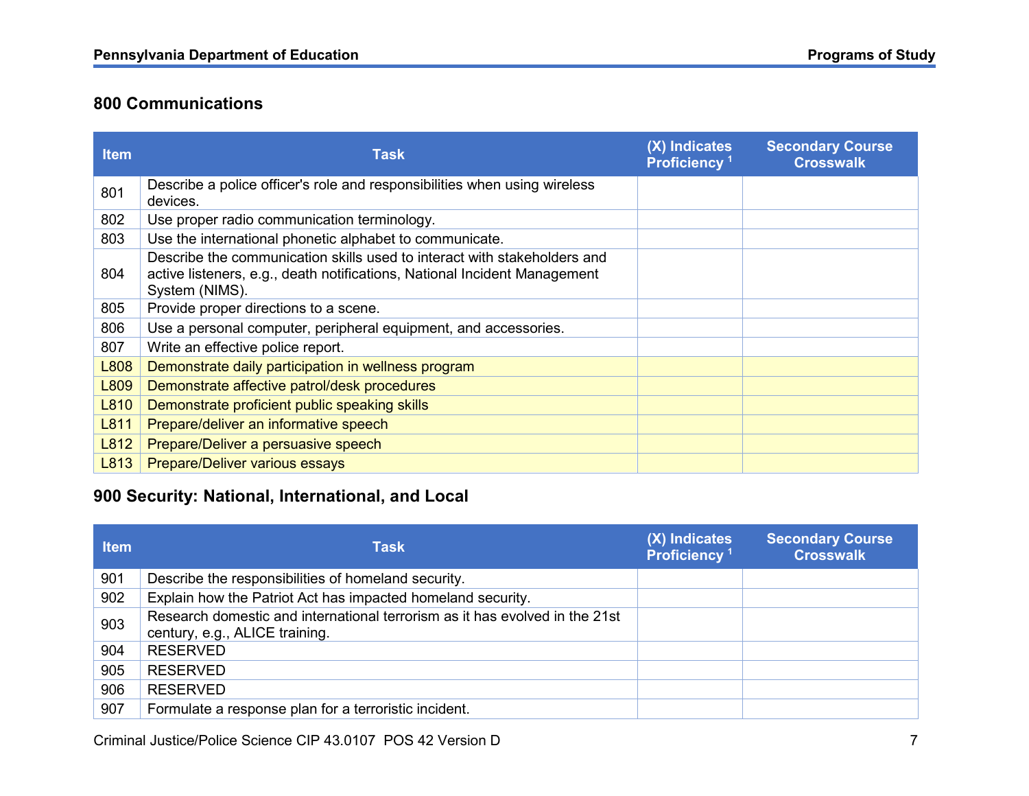## 800 Communications

| Item | Task | (X) Indicates Proficiency [1] | Secondary Course Crosswalk |
|---|---|---|---|
| 801 | Describe a police officer's role and responsibilities when using wireless devices. | | |
| 802 | Use proper radio communication terminology. | | |
| 803 | Use the international phonetic alphabet to communicate. | | |
| 804 | Describe the communication skills used to interact with stakeholders and active listeners, e.g., death notifications, National Incident Management System (NIMS). | | |
| 805 | Provide proper directions to a scene. | | |
| 806 | Use a personal computer, peripheral equipment, and accessories. | | |
| 807 | Write an effective police report. | | |
| L808 | Demonstrate daily participation in wellness program | | |
| L809 | Demonstrate affective patrol/desk procedures | | |
| L810 | Demonstrate proficient public speaking skills | | |
| L811 | Prepare/deliver an informative speech | | |
| L812 | Prepare/Deliver a persuasive speech | | |
| L813 | Prepare/Deliver various essays | | |

## 900 Security: National, International, and Local

| Item | Task | (X) Indicates Proficiency [1] | Secondary Course Crosswalk |
|---|---|---|---|
| 901 | Describe the responsibilities of homeland security. | | |
| 902 | Explain how the Patriot Act has impacted homeland security. | | |
| 903 | Research domestic and international terrorism as it has evolved in the 21st century, e.g., ALICE training. | | |
| 904 | RESERVED | | |
| 905 | RESERVED | | |
| 906 | RESERVED | | |
| 907 | Formulate a response plan for a terroristic incident. | | |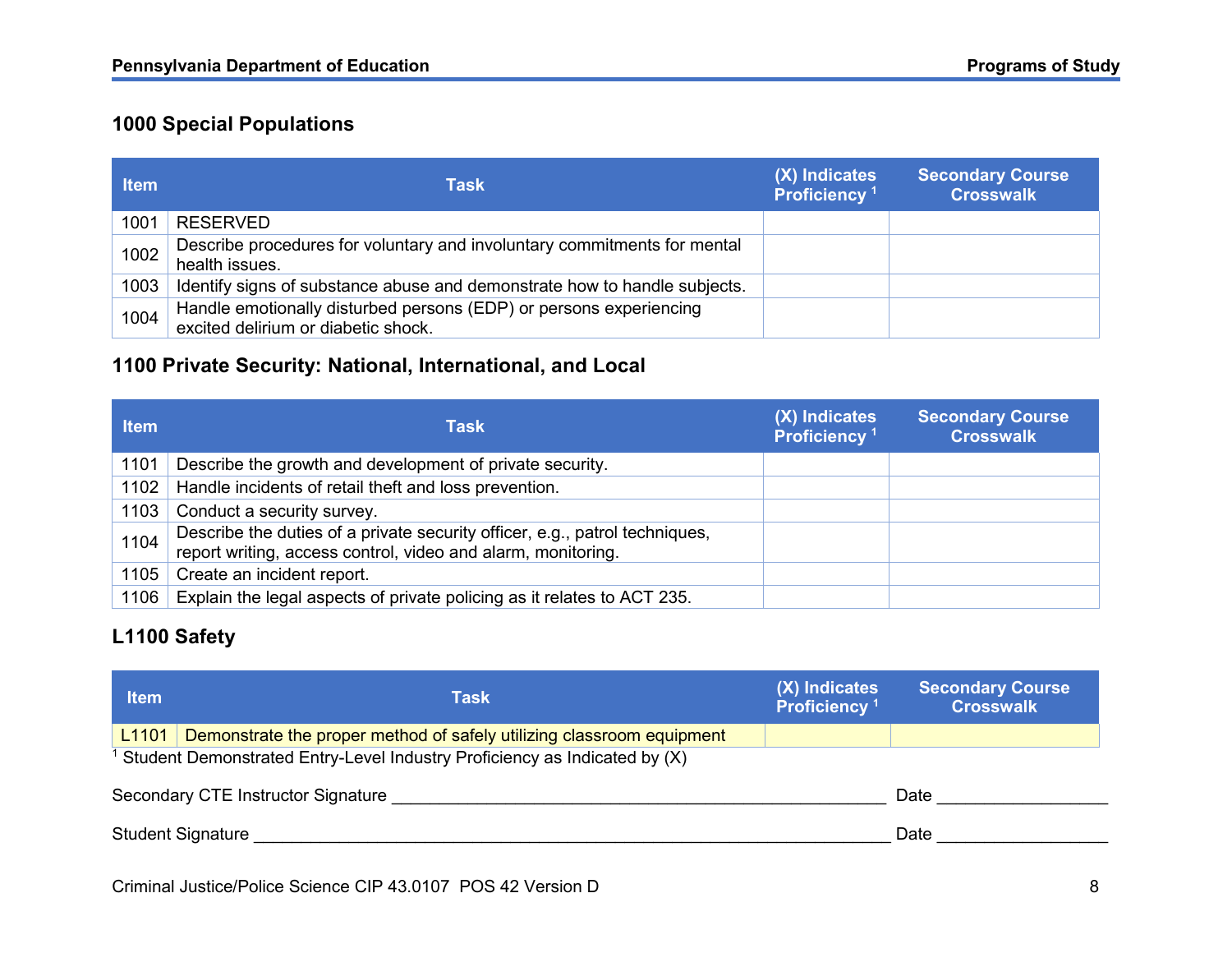## 1000 Special Populations

| Item | Task | (X) Indicates Proficiency [1] | Secondary Course Crosswalk |
|---|---|---|---|
| 1001 | RESERVED | | |
| 1002 | Describe procedures for voluntary and involuntary commitments for mental health issues. | | |
| 1003 | Identify signs of substance abuse and demonstrate how to handle subjects. | | |
| 1004 | Handle emotionally disturbed persons (EDP) or persons experiencing excited delirium or diabetic shock. | | |

## 1100 Private Security: National, International, and Local

| Item | Task | (X) Indicates Proficiency [1] | Secondary Course Crosswalk |
|---|---|---|---|
| 1101 | Describe the growth and development of private security. | | |
| 1102 | Handle incidents of retail theft and loss prevention. | | |
| 1103 | Conduct a security survey. | | |
| 1104 | Describe the duties of a private security officer, e.g., patrol techniques, report writing, access control, video and alarm, monitoring. | | |
| 1105 | Create an incident report. | | |
| 1106 | Explain the legal aspects of private policing as it relates to ACT 235. | | |

## L1100 Safety

| Item | Task | (X) Indicates Proficiency [1] | Secondary Course Crosswalk |
|---|---|---|---|
| L1101 | Demonstrate the proper method of safely utilizing classroom equipment | | |

[1] Student Demonstrated Entry-Level Industry Proficiency as Indicated by (X)

Secondary CTE Instructor Signature ______________________________________________ Date ________________

Student Signature ________________________________________________________ Date ________________

Criminal Justice/Police Science CIP 43.0107 POS 42 Version D